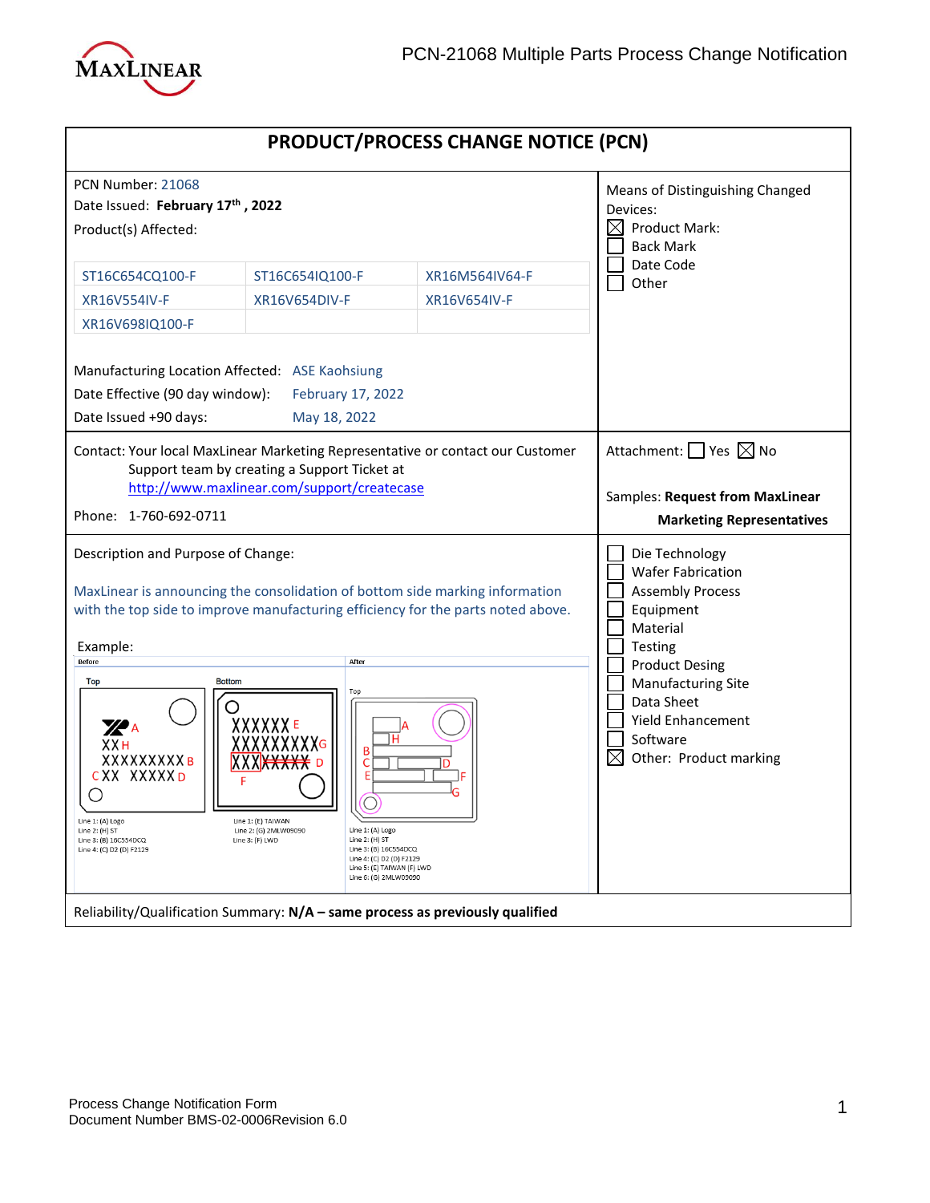# PRODUCT/PROCESS CHANGE NOTICE (PCN)

PCN Number: 21068

Date Issued: **February 17th , 2022**

Product(s) Affected:

| | | |
|---|---|---|
| ST16C654CQ100-F | ST16C654IQ100-F | XR16M564IV64-F |
| XR16V554IV-F | XR16V654DIV-F | XR16V654IV-F |
| XR16V698IQ100-F | | |

Manufacturing Location Affected: ASE Kaohsiung

Date Effective (90 day window): February 17, 2022

Date Issued +90 days: May 18, 2022

Means of Distinguishing Changed Devices:

- ☒ Product Mark:
- ☐ Back Mark
- ☐ Date Code
- ☐ Other

Contact: Your local MaxLinear Marketing Representative or contact our Customer Support team by creating a Support Ticket at http://www.maxlinear.com/support/createcase

Phone: 1-760-692-0711

Attachment: ☐ Yes ☒ No

Samples: **Request from MaxLinear Marketing Representatives**

Description and Purpose of Change:

MaxLinear is announcing the consolidation of bottom side marking information with the top side to improve manufacturing efficiency for the parts noted above.

Example:

**Before**

Top

XX H
XXXXXXXXX B
C XX XXXXX D

Line 1: (A) Logo
Line 2: (H) ST
Line 3: (B) 16C554DCQ
Line 4: (C) D2 (D) F2129

Bottom

XXXXXX E
XXXXXXXXX G
XXXXXXXX D
F

Line 1: (E) TAIWAN
Line 2: (G) 2MLW09090
Line 3: (F) LWD

**After**

Top

Line 1: (A) Logo
Line 2: (H) ST
Line 3: (B) 16C554DCQ
Line 4: (C) D2 (D) F2129
Line 5: (E) TAIWAN (F) LWD
Line 6: (G) 2MLW09090

- ☐ Die Technology
- ☐ Wafer Fabrication
- ☐ Assembly Process
- ☐ Equipment
- ☐ Material
- ☐ Testing
- ☐ Product Desing
- ☐ Manufacturing Site
- ☐ Data Sheet
- ☐ Yield Enhancement
- ☐ Software
- ☒ Other: Product marking

Reliability/Qualification Summary: **N/A – same process as previously qualified**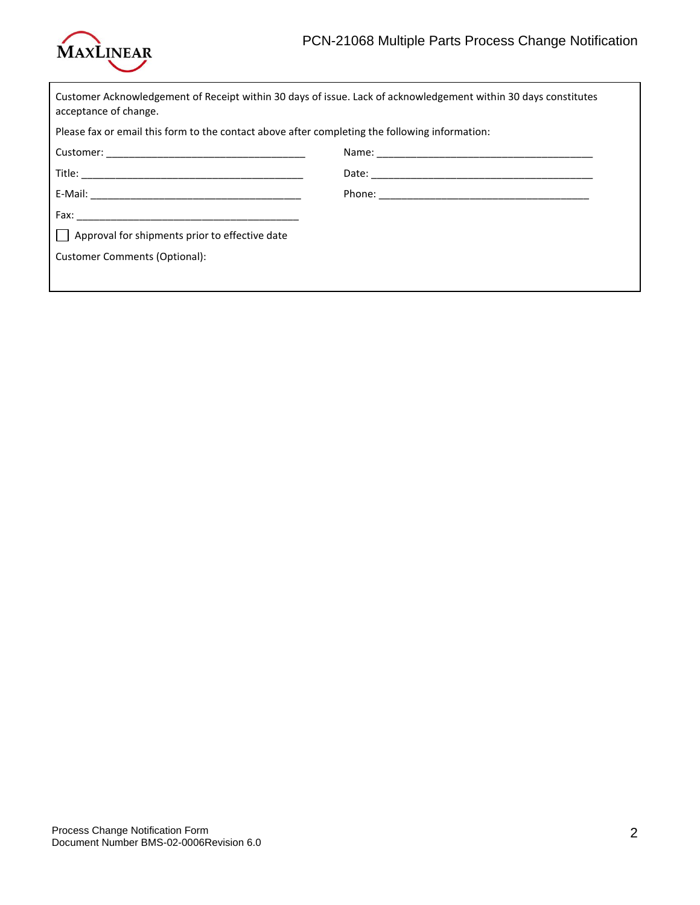Customer Acknowledgement of Receipt within 30 days of issue. Lack of acknowledgement within 30 days constitutes acceptance of change.

Please fax or email this form to the contact above after completing the following information:

Customer: ___________________________________ Name: ______________________________________

Title: _______________________________________ Date: _______________________________________

E-Mail: _____________________________________ Phone: _____________________________________

Fax: ________________________________________

☐ Approval for shipments prior to effective date

Customer Comments (Optional):